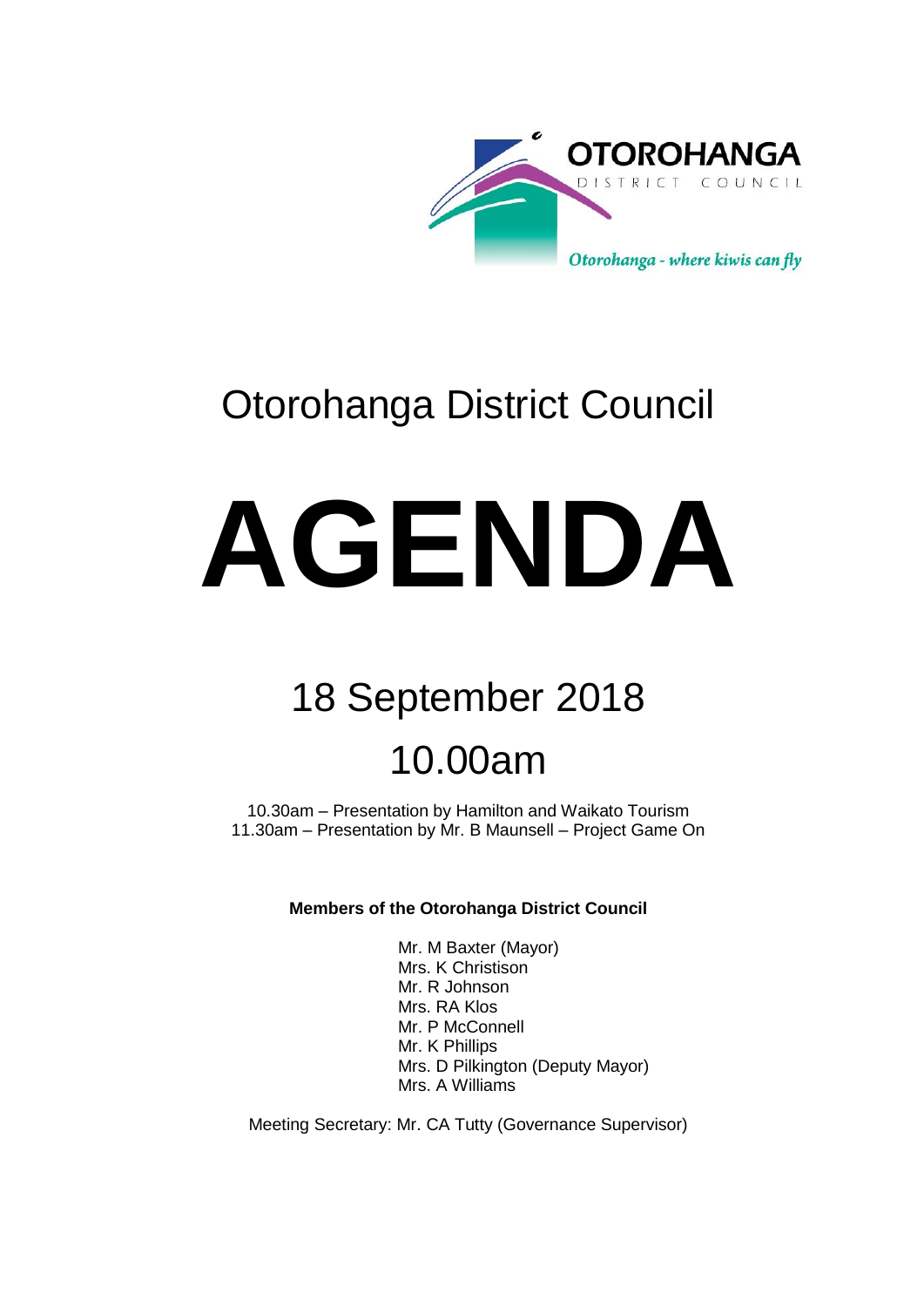OTOROHANGA
DISTRICT COUNCIL

*Otorohanga - where kiwis can fly*

# Otorohanga District Council

# AGENDA

## 18 September 2018

## 10.00am

10.30am – Presentation by Hamilton and Waikato Tourism
11.30am – Presentation by Mr. B Maunsell – Project Game On

**Members of the Otorohanga District Council**

Mr. M Baxter (Mayor)
Mrs. K Christison
Mr. R Johnson
Mrs. RA Klos
Mr. P McConnell
Mr. K Phillips
Mrs. D Pilkington (Deputy Mayor)
Mrs. A Williams

Meeting Secretary: Mr. CA Tutty (Governance Supervisor)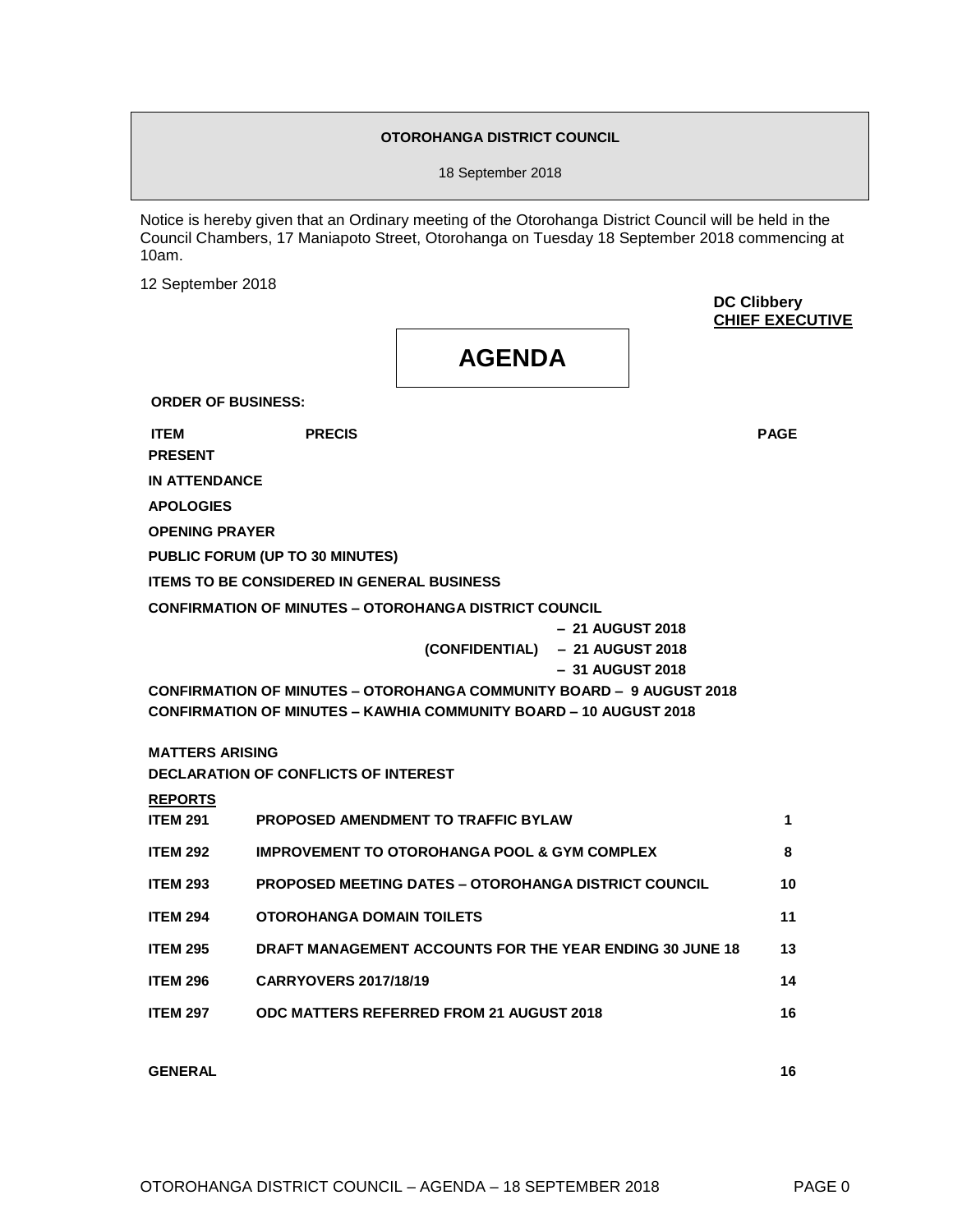**OTOROHANGA DISTRICT COUNCIL**

18 September 2018

Notice is hereby given that an Ordinary meeting of the Otorohanga District Council will be held in the Council Chambers, 17 Maniapoto Street, Otorohanga on Tuesday 18 September 2018 commencing at 10am.

12 September 2018

**DC Clibbery**
**CHIEF EXECUTIVE**

# AGENDA

**ORDER OF BUSINESS:**

**ITEM** **PRECIS** **PAGE**

**PRESENT**

**IN ATTENDANCE**

**APOLOGIES**

**OPENING PRAYER**

**PUBLIC FORUM (UP TO 30 MINUTES)**

**ITEMS TO BE CONSIDERED IN GENERAL BUSINESS**

**CONFIRMATION OF MINUTES – OTOROHANGA DISTRICT COUNCIL**
**– 21 AUGUST 2018**
**(CONFIDENTIAL) – 21 AUGUST 2018**
**– 31 AUGUST 2018**

**CONFIRMATION OF MINUTES – OTOROHANGA COMMUNITY BOARD – 9 AUGUST 2018**

**CONFIRMATION OF MINUTES – KAWHIA COMMUNITY BOARD – 10 AUGUST 2018**

**MATTERS ARISING**

**DECLARATION OF CONFLICTS OF INTEREST**

**REPORTS**

| | | |
|---|---|---|
| **ITEM 291** | **PROPOSED AMENDMENT TO TRAFFIC BYLAW** | **1** |
| **ITEM 292** | **IMPROVEMENT TO OTOROHANGA POOL & GYM COMPLEX** | **8** |
| **ITEM 293** | **PROPOSED MEETING DATES – OTOROHANGA DISTRICT COUNCIL** | **10** |
| **ITEM 294** | **OTOROHANGA DOMAIN TOILETS** | **11** |
| **ITEM 295** | **DRAFT MANAGEMENT ACCOUNTS FOR THE YEAR ENDING 30 JUNE 18** | **13** |
| **ITEM 296** | **CARRYOVERS 2017/18/19** | **14** |
| **ITEM 297** | **ODC MATTERS REFERRED FROM 21 AUGUST 2018** | **16** |
| **GENERAL** | | **16** |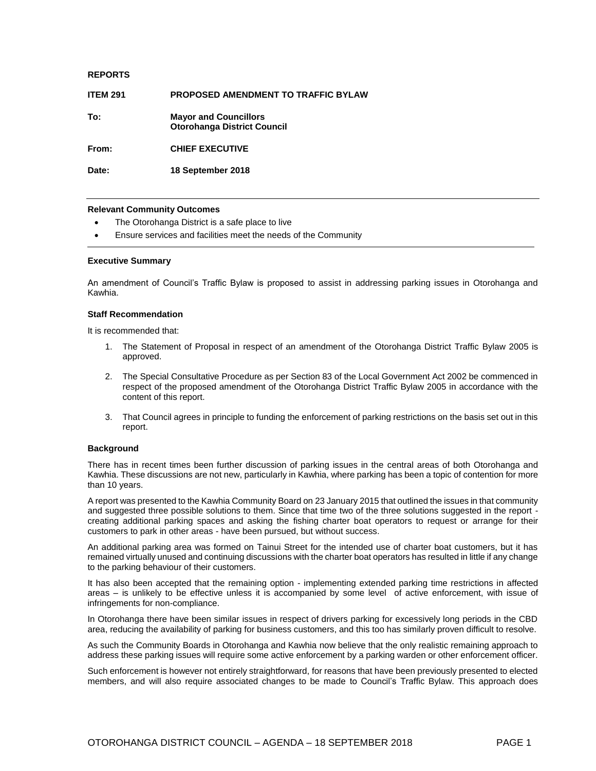**REPORTS**

| | |
|---|---|
| **ITEM 291** | **PROPOSED AMENDMENT TO TRAFFIC BYLAW** |
| **To:** | **Mayor and Councillors**<br>**Otorohanga District Council** |
| **From:** | **CHIEF EXECUTIVE** |
| **Date:** | **18 September 2018** |

---

**Relevant Community Outcomes**

- The Otorohanga District is a safe place to live
- Ensure services and facilities meet the needs of the Community

---

**Executive Summary**

An amendment of Council's Traffic Bylaw is proposed to assist in addressing parking issues in Otorohanga and Kawhia.

**Staff Recommendation**

It is recommended that:

1. The Statement of Proposal in respect of an amendment of the Otorohanga District Traffic Bylaw 2005 is approved.
2. The Special Consultative Procedure as per Section 83 of the Local Government Act 2002 be commenced in respect of the proposed amendment of the Otorohanga District Traffic Bylaw 2005 in accordance with the content of this report.
3. That Council agrees in principle to funding the enforcement of parking restrictions on the basis set out in this report.

**Background**

There has in recent times been further discussion of parking issues in the central areas of both Otorohanga and Kawhia. These discussions are not new, particularly in Kawhia, where parking has been a topic of contention for more than 10 years.

A report was presented to the Kawhia Community Board on 23 January 2015 that outlined the issues in that community and suggested three possible solutions to them. Since that time two of the three solutions suggested in the report - creating additional parking spaces and asking the fishing charter boat operators to request or arrange for their customers to park in other areas - have been pursued, but without success.

An additional parking area was formed on Tainui Street for the intended use of charter boat customers, but it has remained virtually unused and continuing discussions with the charter boat operators has resulted in little if any change to the parking behaviour of their customers.

It has also been accepted that the remaining option - implementing extended parking time restrictions in affected areas – is unlikely to be effective unless it is accompanied by some level of active enforcement, with issue of infringements for non-compliance.

In Otorohanga there have been similar issues in respect of drivers parking for excessively long periods in the CBD area, reducing the availability of parking for business customers, and this too has similarly proven difficult to resolve.

As such the Community Boards in Otorohanga and Kawhia now believe that the only realistic remaining approach to address these parking issues will require some active enforcement by a parking warden or other enforcement officer.

Such enforcement is however not entirely straightforward, for reasons that have been previously presented to elected members, and will also require associated changes to be made to Council's Traffic Bylaw. This approach does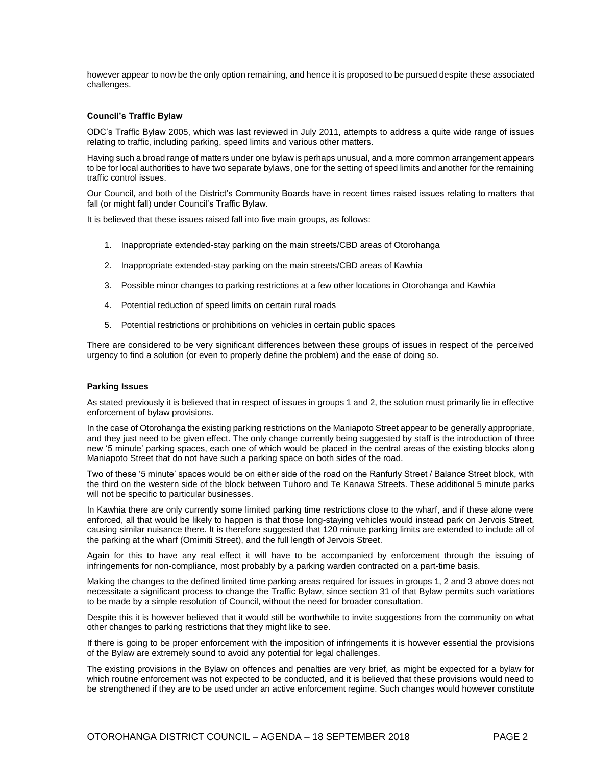however appear to now be the only option remaining, and hence it is proposed to be pursued despite these associated challenges.

**Council's Traffic Bylaw**

ODC's Traffic Bylaw 2005, which was last reviewed in July 2011, attempts to address a quite wide range of issues relating to traffic, including parking, speed limits and various other matters.

Having such a broad range of matters under one bylaw is perhaps unusual, and a more common arrangement appears to be for local authorities to have two separate bylaws, one for the setting of speed limits and another for the remaining traffic control issues.

Our Council, and both of the District's Community Boards have in recent times raised issues relating to matters that fall (or might fall) under Council's Traffic Bylaw.

It is believed that these issues raised fall into five main groups, as follows:

1. Inappropriate extended-stay parking on the main streets/CBD areas of Otorohanga
2. Inappropriate extended-stay parking on the main streets/CBD areas of Kawhia
3. Possible minor changes to parking restrictions at a few other locations in Otorohanga and Kawhia
4. Potential reduction of speed limits on certain rural roads
5. Potential restrictions or prohibitions on vehicles in certain public spaces

There are considered to be very significant differences between these groups of issues in respect of the perceived urgency to find a solution (or even to properly define the problem) and the ease of doing so.

**Parking Issues**

As stated previously it is believed that in respect of issues in groups 1 and 2, the solution must primarily lie in effective enforcement of bylaw provisions.

In the case of Otorohanga the existing parking restrictions on the Maniapoto Street appear to be generally appropriate, and they just need to be given effect. The only change currently being suggested by staff is the introduction of three new '5 minute' parking spaces, each one of which would be placed in the central areas of the existing blocks along Maniapoto Street that do not have such a parking space on both sides of the road.

Two of these '5 minute' spaces would be on either side of the road on the Ranfurly Street / Balance Street block, with the third on the western side of the block between Tuhoro and Te Kanawa Streets. These additional 5 minute parks will not be specific to particular businesses.

In Kawhia there are only currently some limited parking time restrictions close to the wharf, and if these alone were enforced, all that would be likely to happen is that those long-staying vehicles would instead park on Jervois Street, causing similar nuisance there. It is therefore suggested that 120 minute parking limits are extended to include all of the parking at the wharf (Omimiti Street), and the full length of Jervois Street.

Again for this to have any real effect it will have to be accompanied by enforcement through the issuing of infringements for non-compliance, most probably by a parking warden contracted on a part-time basis.

Making the changes to the defined limited time parking areas required for issues in groups 1, 2 and 3 above does not necessitate a significant process to change the Traffic Bylaw, since section 31 of that Bylaw permits such variations to be made by a simple resolution of Council, without the need for broader consultation.

Despite this it is however believed that it would still be worthwhile to invite suggestions from the community on what other changes to parking restrictions that they might like to see.

If there is going to be proper enforcement with the imposition of infringements it is however essential the provisions of the Bylaw are extremely sound to avoid any potential for legal challenges.

The existing provisions in the Bylaw on offences and penalties are very brief, as might be expected for a bylaw for which routine enforcement was not expected to be conducted, and it is believed that these provisions would need to be strengthened if they are to be used under an active enforcement regime. Such changes would however constitute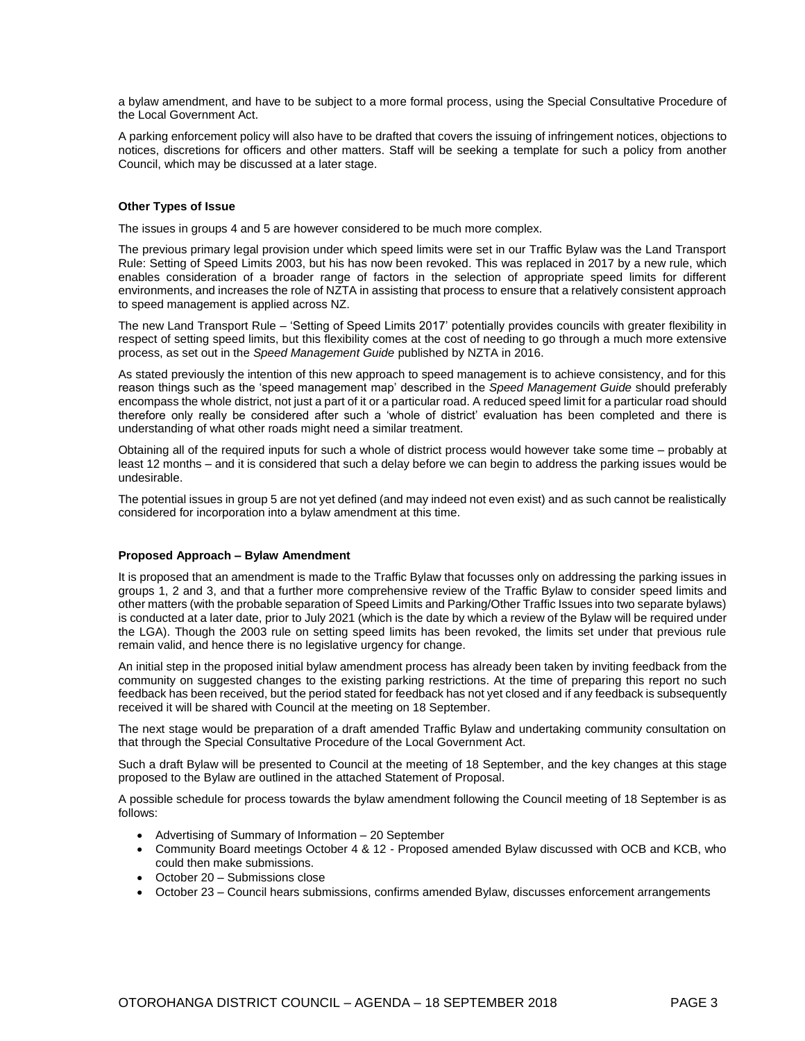a bylaw amendment, and have to be subject to a more formal process, using the Special Consultative Procedure of the Local Government Act.

A parking enforcement policy will also have to be drafted that covers the issuing of infringement notices, objections to notices, discretions for officers and other matters. Staff will be seeking a template for such a policy from another Council, which may be discussed at a later stage.

**Other Types of Issue**

The issues in groups 4 and 5 are however considered to be much more complex.

The previous primary legal provision under which speed limits were set in our Traffic Bylaw was the Land Transport Rule: Setting of Speed Limits 2003, but his has now been revoked. This was replaced in 2017 by a new rule, which enables consideration of a broader range of factors in the selection of appropriate speed limits for different environments, and increases the role of NZTA in assisting that process to ensure that a relatively consistent approach to speed management is applied across NZ.

The new Land Transport Rule – 'Setting of Speed Limits 2017' potentially provides councils with greater flexibility in respect of setting speed limits, but this flexibility comes at the cost of needing to go through a much more extensive process, as set out in the *Speed Management Guide* published by NZTA in 2016.

As stated previously the intention of this new approach to speed management is to achieve consistency, and for this reason things such as the 'speed management map' described in the *Speed Management Guide* should preferably encompass the whole district, not just a part of it or a particular road. A reduced speed limit for a particular road should therefore only really be considered after such a 'whole of district' evaluation has been completed and there is understanding of what other roads might need a similar treatment.

Obtaining all of the required inputs for such a whole of district process would however take some time – probably at least 12 months – and it is considered that such a delay before we can begin to address the parking issues would be undesirable.

The potential issues in group 5 are not yet defined (and may indeed not even exist) and as such cannot be realistically considered for incorporation into a bylaw amendment at this time.

**Proposed Approach – Bylaw Amendment**

It is proposed that an amendment is made to the Traffic Bylaw that focusses only on addressing the parking issues in groups 1, 2 and 3, and that a further more comprehensive review of the Traffic Bylaw to consider speed limits and other matters (with the probable separation of Speed Limits and Parking/Other Traffic Issues into two separate bylaws) is conducted at a later date, prior to July 2021 (which is the date by which a review of the Bylaw will be required under the LGA). Though the 2003 rule on setting speed limits has been revoked, the limits set under that previous rule remain valid, and hence there is no legislative urgency for change.

An initial step in the proposed initial bylaw amendment process has already been taken by inviting feedback from the community on suggested changes to the existing parking restrictions. At the time of preparing this report no such feedback has been received, but the period stated for feedback has not yet closed and if any feedback is subsequently received it will be shared with Council at the meeting on 18 September.

The next stage would be preparation of a draft amended Traffic Bylaw and undertaking community consultation on that through the Special Consultative Procedure of the Local Government Act.

Such a draft Bylaw will be presented to Council at the meeting of 18 September, and the key changes at this stage proposed to the Bylaw are outlined in the attached Statement of Proposal.

A possible schedule for process towards the bylaw amendment following the Council meeting of 18 September is as follows:

- Advertising of Summary of Information – 20 September
- Community Board meetings October 4 & 12 - Proposed amended Bylaw discussed with OCB and KCB, who could then make submissions.
- October 20 – Submissions close
- October 23 – Council hears submissions, confirms amended Bylaw, discusses enforcement arrangements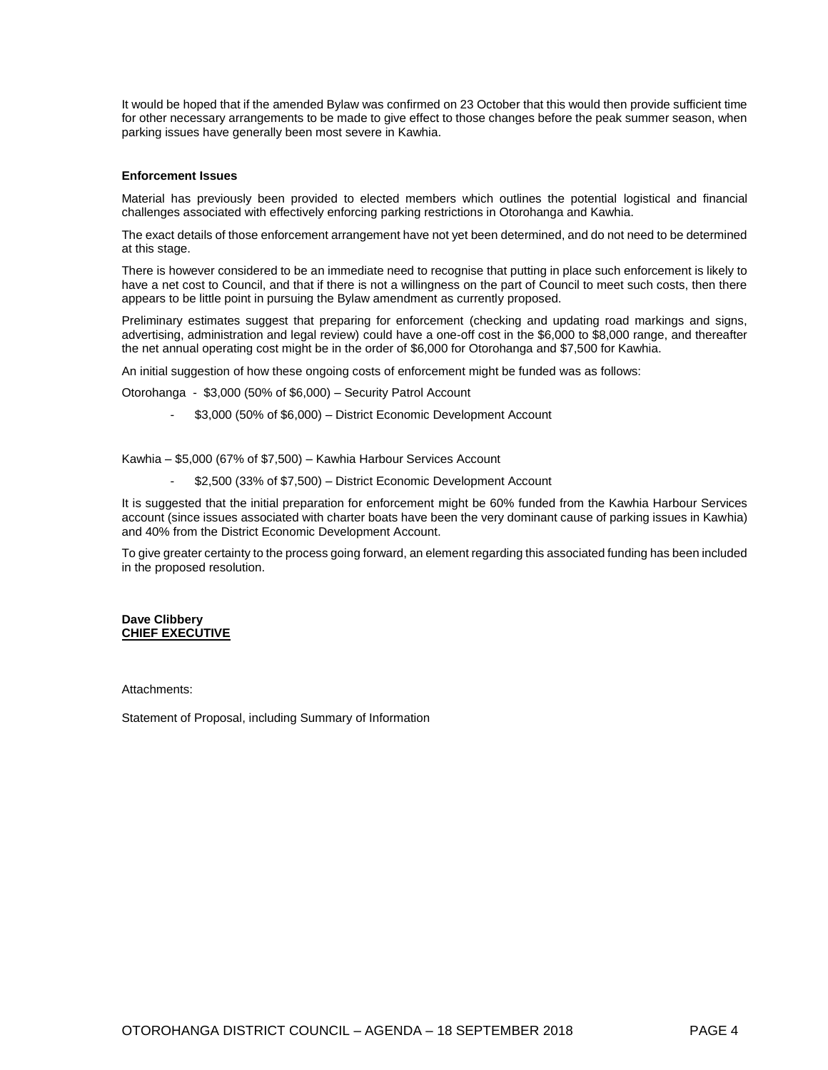It would be hoped that if the amended Bylaw was confirmed on 23 October that this would then provide sufficient time for other necessary arrangements to be made to give effect to those changes before the peak summer season, when parking issues have generally been most severe in Kawhia.

**Enforcement Issues**

Material has previously been provided to elected members which outlines the potential logistical and financial challenges associated with effectively enforcing parking restrictions in Otorohanga and Kawhia.

The exact details of those enforcement arrangement have not yet been determined, and do not need to be determined at this stage.

There is however considered to be an immediate need to recognise that putting in place such enforcement is likely to have a net cost to Council, and that if there is not a willingness on the part of Council to meet such costs, then there appears to be little point in pursuing the Bylaw amendment as currently proposed.

Preliminary estimates suggest that preparing for enforcement (checking and updating road markings and signs, advertising, administration and legal review) could have a one-off cost in the $6,000 to $8,000 range, and thereafter the net annual operating cost might be in the order of $6,000 for Otorohanga and $7,500 for Kawhia.

An initial suggestion of how these ongoing costs of enforcement might be funded was as follows:

Otorohanga - $3,000 (50% of $6,000) – Security Patrol Account

- $3,000 (50% of $6,000) – District Economic Development Account

Kawhia – $5,000 (67% of $7,500) – Kawhia Harbour Services Account

- $2,500 (33% of $7,500) – District Economic Development Account

It is suggested that the initial preparation for enforcement might be 60% funded from the Kawhia Harbour Services account (since issues associated with charter boats have been the very dominant cause of parking issues in Kawhia) and 40% from the District Economic Development Account.

To give greater certainty to the process going forward, an element regarding this associated funding has been included in the proposed resolution.

**Dave Clibbery**
**CHIEF EXECUTIVE**

Attachments:

Statement of Proposal, including Summary of Information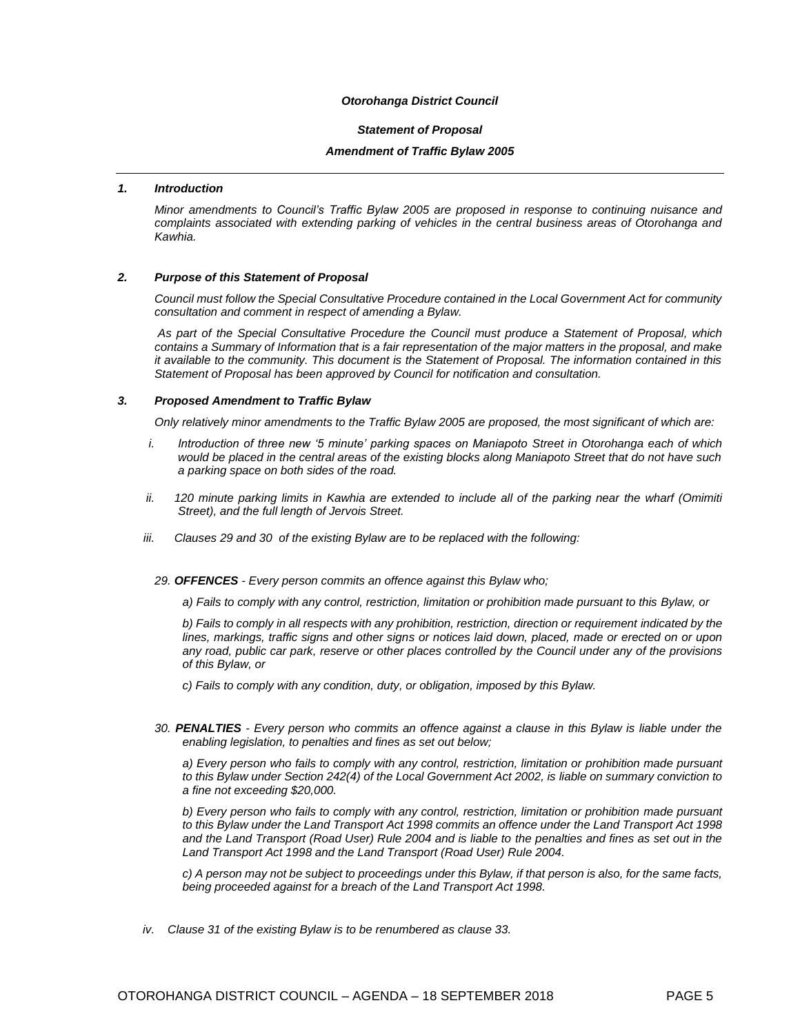***Otorohanga District Council***

***Statement of Proposal***

***Amendment of Traffic Bylaw 2005***

---

### *1. Introduction*

*Minor amendments to Council's Traffic Bylaw 2005 are proposed in response to continuing nuisance and complaints associated with extending parking of vehicles in the central business areas of Otorohanga and Kawhia.*

### *2. Purpose of this Statement of Proposal*

*Council must follow the Special Consultative Procedure contained in the Local Government Act for community consultation and comment in respect of amending a Bylaw.*

*As part of the Special Consultative Procedure the Council must produce a Statement of Proposal, which contains a Summary of Information that is a fair representation of the major matters in the proposal, and make it available to the community. This document is the Statement of Proposal. The information contained in this Statement of Proposal has been approved by Council for notification and consultation.*

### *3. Proposed Amendment to Traffic Bylaw*

*Only relatively minor amendments to the Traffic Bylaw 2005 are proposed, the most significant of which are:*

*i. Introduction of three new '5 minute' parking spaces on Maniapoto Street in Otorohanga each of which would be placed in the central areas of the existing blocks along Maniapoto Street that do not have such a parking space on both sides of the road.*

*ii. 120 minute parking limits in Kawhia are extended to include all of the parking near the wharf (Omimiti Street), and the full length of Jervois Street.*

*iii. Clauses 29 and 30 of the existing Bylaw are to be replaced with the following:*

*29. **OFFENCES** - Every person commits an offence against this Bylaw who;*

*a) Fails to comply with any control, restriction, limitation or prohibition made pursuant to this Bylaw, or*

*b) Fails to comply in all respects with any prohibition, restriction, direction or requirement indicated by the lines, markings, traffic signs and other signs or notices laid down, placed, made or erected on or upon any road, public car park, reserve or other places controlled by the Council under any of the provisions of this Bylaw, or*

*c) Fails to comply with any condition, duty, or obligation, imposed by this Bylaw.*

*30. **PENALTIES** - Every person who commits an offence against a clause in this Bylaw is liable under the enabling legislation, to penalties and fines as set out below;*

*a) Every person who fails to comply with any control, restriction, limitation or prohibition made pursuant to this Bylaw under Section 242(4) of the Local Government Act 2002, is liable on summary conviction to a fine not exceeding $20,000.*

*b) Every person who fails to comply with any control, restriction, limitation or prohibition made pursuant to this Bylaw under the Land Transport Act 1998 commits an offence under the Land Transport Act 1998 and the Land Transport (Road User) Rule 2004 and is liable to the penalties and fines as set out in the Land Transport Act 1998 and the Land Transport (Road User) Rule 2004.*

*c) A person may not be subject to proceedings under this Bylaw, if that person is also, for the same facts, being proceeded against for a breach of the Land Transport Act 1998.*

*iv. Clause 31 of the existing Bylaw is to be renumbered as clause 33.*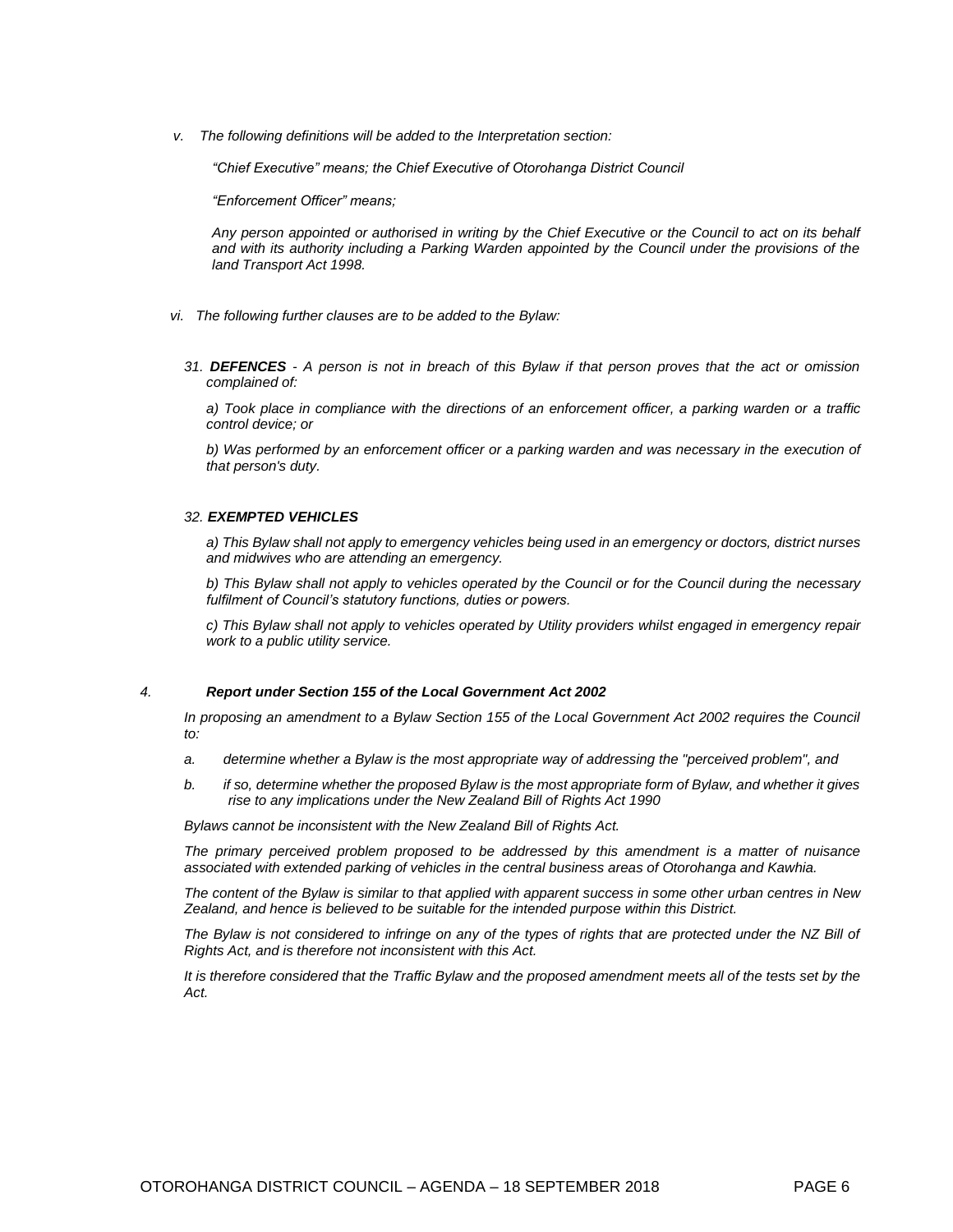*v. The following definitions will be added to the Interpretation section:*

*"Chief Executive" means; the Chief Executive of Otorohanga District Council*

*"Enforcement Officer" means;*

*Any person appointed or authorised in writing by the Chief Executive or the Council to act on its behalf and with its authority including a Parking Warden appointed by the Council under the provisions of the land Transport Act 1998.*

*vi. The following further clauses are to be added to the Bylaw:*

*31. **DEFENCES** - A person is not in breach of this Bylaw if that person proves that the act or omission complained of:*

*a) Took place in compliance with the directions of an enforcement officer, a parking warden or a traffic control device; or*

*b) Was performed by an enforcement officer or a parking warden and was necessary in the execution of that person's duty.*

*32. **EXEMPTED VEHICLES***

*a) This Bylaw shall not apply to emergency vehicles being used in an emergency or doctors, district nurses and midwives who are attending an emergency.*

*b) This Bylaw shall not apply to vehicles operated by the Council or for the Council during the necessary fulfilment of Council's statutory functions, duties or powers.*

*c) This Bylaw shall not apply to vehicles operated by Utility providers whilst engaged in emergency repair work to a public utility service.*

### *4. Report under Section 155 of the Local Government Act 2002*

*In proposing an amendment to a Bylaw Section 155 of the Local Government Act 2002 requires the Council to:*

*a. determine whether a Bylaw is the most appropriate way of addressing the "perceived problem", and*

*b. if so, determine whether the proposed Bylaw is the most appropriate form of Bylaw, and whether it gives rise to any implications under the New Zealand Bill of Rights Act 1990*

*Bylaws cannot be inconsistent with the New Zealand Bill of Rights Act.*

*The primary perceived problem proposed to be addressed by this amendment is a matter of nuisance associated with extended parking of vehicles in the central business areas of Otorohanga and Kawhia.*

*The content of the Bylaw is similar to that applied with apparent success in some other urban centres in New Zealand, and hence is believed to be suitable for the intended purpose within this District.*

*The Bylaw is not considered to infringe on any of the types of rights that are protected under the NZ Bill of Rights Act, and is therefore not inconsistent with this Act.*

*It is therefore considered that the Traffic Bylaw and the proposed amendment meets all of the tests set by the Act.*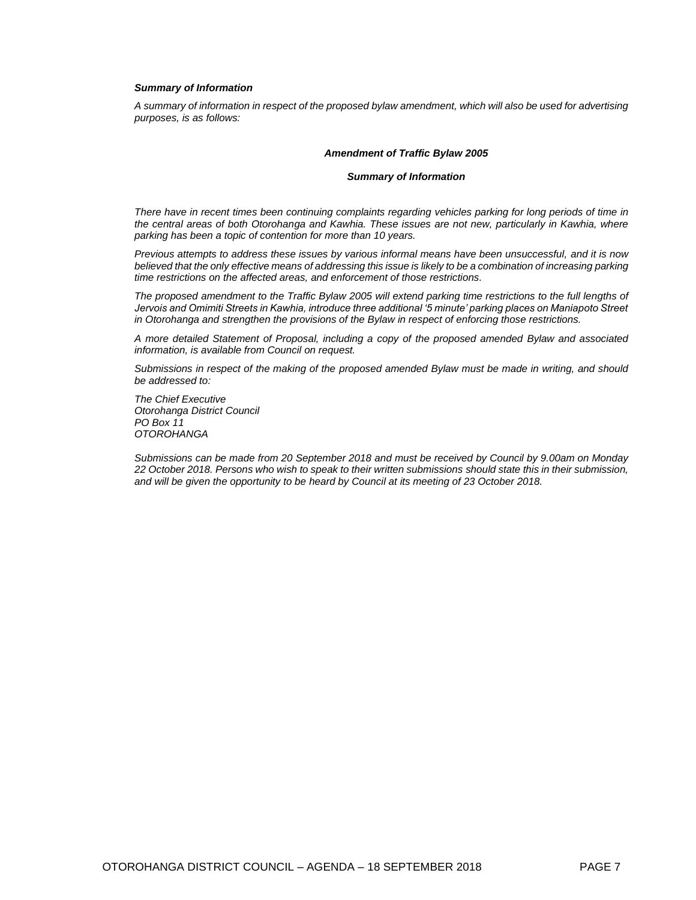***Summary of Information***

*A summary of information in respect of the proposed bylaw amendment, which will also be used for advertising purposes, is as follows:*

***Amendment of Traffic Bylaw 2005***

***Summary of Information***

*There have in recent times been continuing complaints regarding vehicles parking for long periods of time in the central areas of both Otorohanga and Kawhia. These issues are not new, particularly in Kawhia, where parking has been a topic of contention for more than 10 years.*

*Previous attempts to address these issues by various informal means have been unsuccessful, and it is now believed that the only effective means of addressing this issue is likely to be a combination of increasing parking time restrictions on the affected areas, and enforcement of those restrictions.*

*The proposed amendment to the Traffic Bylaw 2005 will extend parking time restrictions to the full lengths of Jervois and Omimiti Streets in Kawhia, introduce three additional '5 minute' parking places on Maniapoto Street in Otorohanga and strengthen the provisions of the Bylaw in respect of enforcing those restrictions.*

*A more detailed Statement of Proposal, including a copy of the proposed amended Bylaw and associated information, is available from Council on request.*

*Submissions in respect of the making of the proposed amended Bylaw must be made in writing, and should be addressed to:*

*The Chief Executive*
*Otorohanga District Council*
*PO Box 11*
*OTOROHANGA*

*Submissions can be made from 20 September 2018 and must be received by Council by 9.00am on Monday 22 October 2018. Persons who wish to speak to their written submissions should state this in their submission, and will be given the opportunity to be heard by Council at its meeting of 23 October 2018.*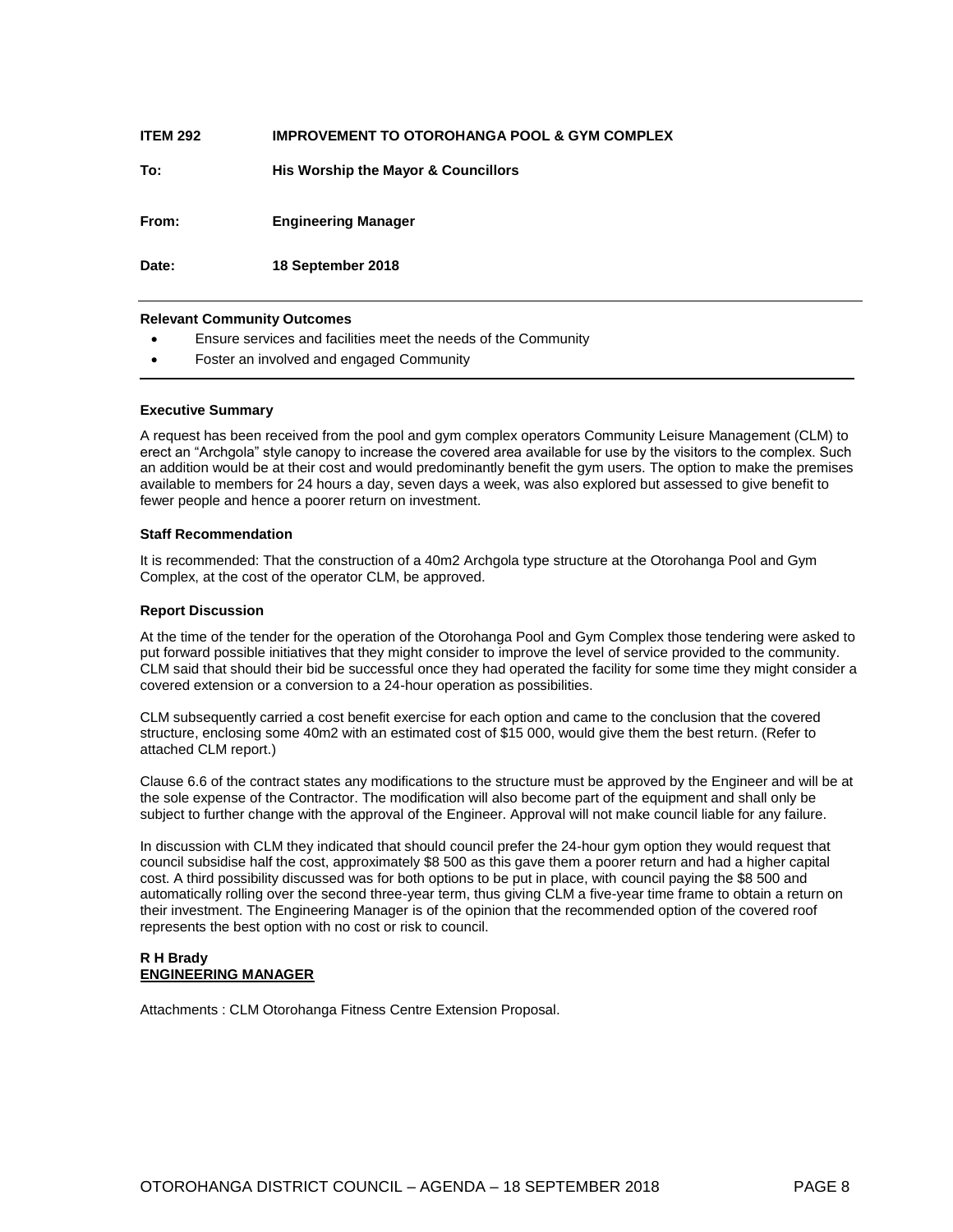**ITEM 292 IMPROVEMENT TO OTOROHANGA POOL & GYM COMPLEX**

**To:** His Worship the Mayor & Councillors

**From:** Engineering Manager

**Date:** 18 September 2018

---

**Relevant Community Outcomes**

- Ensure services and facilities meet the needs of the Community
- Foster an involved and engaged Community

---

**Executive Summary**

A request has been received from the pool and gym complex operators Community Leisure Management (CLM) to erect an "Archgola" style canopy to increase the covered area available for use by the visitors to the complex. Such an addition would be at their cost and would predominantly benefit the gym users. The option to make the premises available to members for 24 hours a day, seven days a week, was also explored but assessed to give benefit to fewer people and hence a poorer return on investment.

**Staff Recommendation**

It is recommended: That the construction of a 40m2 Archgola type structure at the Otorohanga Pool and Gym Complex, at the cost of the operator CLM, be approved.

**Report Discussion**

At the time of the tender for the operation of the Otorohanga Pool and Gym Complex those tendering were asked to put forward possible initiatives that they might consider to improve the level of service provided to the community. CLM said that should their bid be successful once they had operated the facility for some time they might consider a covered extension or a conversion to a 24-hour operation as possibilities.

CLM subsequently carried a cost benefit exercise for each option and came to the conclusion that the covered structure, enclosing some 40m2 with an estimated cost of $15 000, would give them the best return. (Refer to attached CLM report.)

Clause 6.6 of the contract states any modifications to the structure must be approved by the Engineer and will be at the sole expense of the Contractor. The modification will also become part of the equipment and shall only be subject to further change with the approval of the Engineer. Approval will not make council liable for any failure.

In discussion with CLM they indicated that should council prefer the 24-hour gym option they would request that council subsidise half the cost, approximately $8 500 as this gave them a poorer return and had a higher capital cost. A third possibility discussed was for both options to be put in place, with council paying the $8 500 and automatically rolling over the second three-year term, thus giving CLM a five-year time frame to obtain a return on their investment. The Engineering Manager is of the opinion that the recommended option of the covered roof represents the best option with no cost or risk to council.

**R H Brady**
**<u>ENGINEERING MANAGER</u>**

Attachments : CLM Otorohanga Fitness Centre Extension Proposal.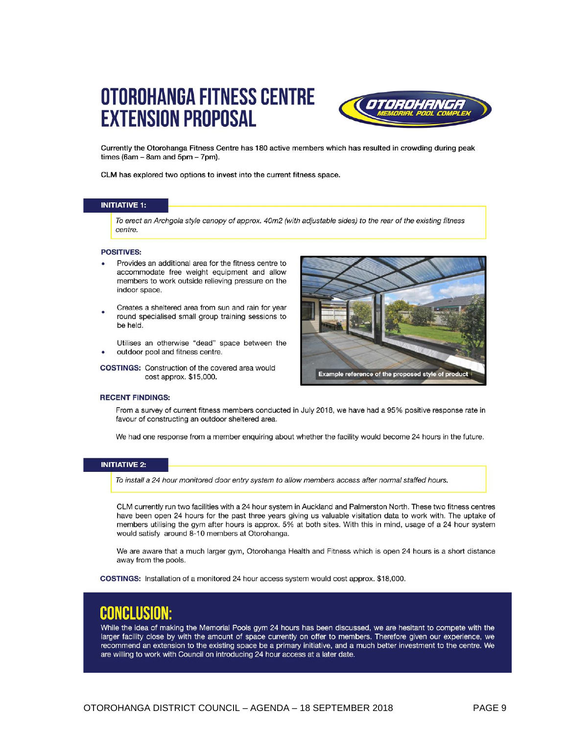# OTOROHANGA FITNESS CENTRE EXTENSION PROPOSAL

Currently the Otorohanga Fitness Centre has 180 active members which has resulted in crowding during peak times (6am – 8am and 5pm – 7pm).

CLM has explored two options to invest into the current fitness space.

**INITIATIVE 1:**

*To erect an Archgola style canopy of approx. 40m2 (with adjustable sides) to the rear of the existing fitness centre.*

**POSITIVES:**

- Provides an additional area for the fitness centre to accommodate free weight equipment and allow members to work outside relieving pressure on the indoor space.
- Creates a sheltered area from sun and rain for year round specialised small group training sessions to be held.
- Utilises an otherwise "dead" space between the outdoor pool and fitness centre.

**COSTINGS:** Construction of the covered area would cost approx. $15,000.

Example reference of the proposed style of product

**RECENT FINDINGS:**

From a survey of current fitness members conducted in July 2018, we have had a 95% positive response rate in favour of constructing an outdoor sheltered area.

We had one response from a member enquiring about whether the facility would become 24 hours in the future.

**INITIATIVE 2:**

*To install a 24 hour monitored door entry system to allow members access after normal staffed hours.*

CLM currently run two facilities with a 24 hour system in Auckland and Palmerston North. These two fitness centres have been open 24 hours for the past three years giving us valuable visitation data to work with. The uptake of members utilising the gym after hours is approx. 5% at both sites. With this in mind, usage of a 24 hour system would satisfy around 8-10 members at Otorohanga.

We are aware that a much larger gym, Otorohanga Health and Fitness which is open 24 hours is a short distance away from the pools.

**COSTINGS:** Installation of a monitored 24 hour access system would cost approx. $18,000.

## CONCLUSION:

While the idea of making the Memorial Pools gym 24 hours has been discussed, we are hesitant to compete with the larger facility close by with the amount of space currently on offer to members. Therefore given our experience, we recommend an extension to the existing space be a primary initiative, and a much better investment to the centre. We are willing to work with Council on introducing 24 hour access at a later date.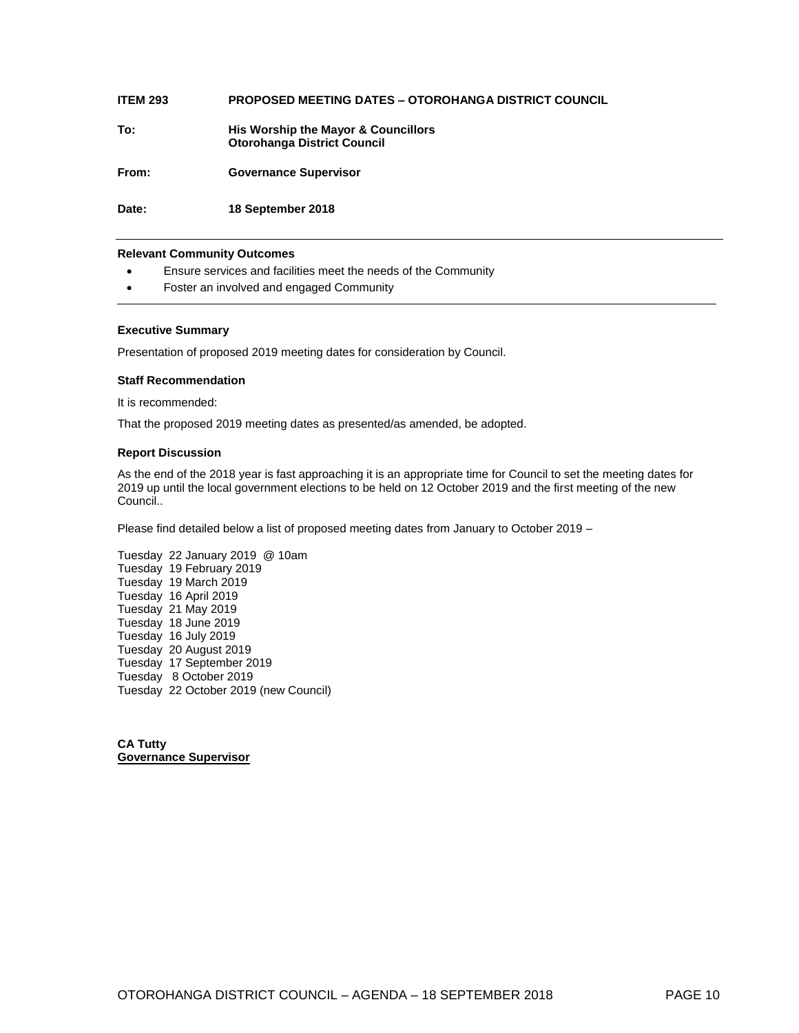**ITEM 293 PROPOSED MEETING DATES – OTOROHANGA DISTRICT COUNCIL**

**To:** **His Worship the Mayor & Councillors**
**Otorohanga District Council**

**From:** **Governance Supervisor**

**Date:** **18 September 2018**

---

**Relevant Community Outcomes**

- Ensure services and facilities meet the needs of the Community
- Foster an involved and engaged Community

---

**Executive Summary**

Presentation of proposed 2019 meeting dates for consideration by Council.

**Staff Recommendation**

It is recommended:

That the proposed 2019 meeting dates as presented/as amended, be adopted.

**Report Discussion**

As the end of the 2018 year is fast approaching it is an appropriate time for Council to set the meeting dates for 2019 up until the local government elections to be held on 12 October 2019 and the first meeting of the new Council..

Please find detailed below a list of proposed meeting dates from January to October 2019 –

Tuesday 22 January 2019 @ 10am
Tuesday 19 February 2019
Tuesday 19 March 2019
Tuesday 16 April 2019
Tuesday 21 May 2019
Tuesday 18 June 2019
Tuesday 16 July 2019
Tuesday 20 August 2019
Tuesday 17 September 2019
Tuesday 8 October 2019
Tuesday 22 October 2019 (new Council)

**CA Tutty**
**Governance Supervisor**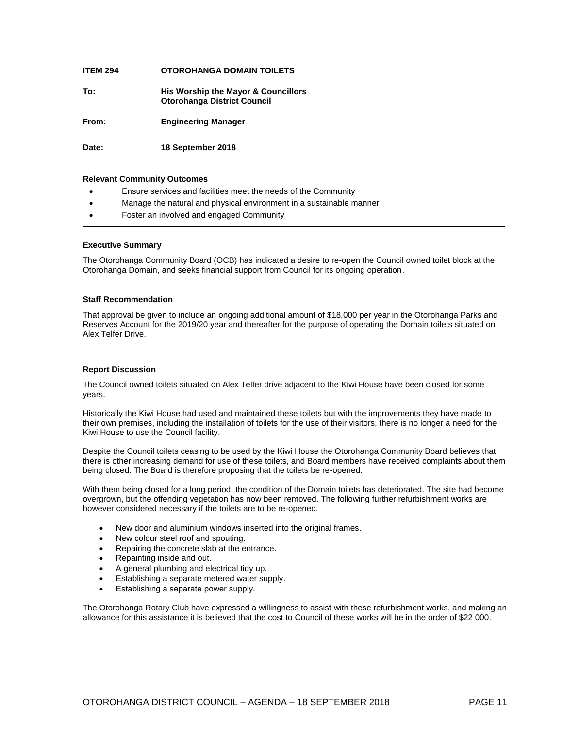**ITEM 294 OTOROHANGA DOMAIN TOILETS**

**To:** **His Worship the Mayor & Councillors**
**Otorohanga District Council**

**From:** **Engineering Manager**

**Date:** **18 September 2018**

---

**Relevant Community Outcomes**

- Ensure services and facilities meet the needs of the Community
- Manage the natural and physical environment in a sustainable manner
- Foster an involved and engaged Community

---

**Executive Summary**

The Otorohanga Community Board (OCB) has indicated a desire to re-open the Council owned toilet block at the Otorohanga Domain, and seeks financial support from Council for its ongoing operation.

**Staff Recommendation**

That approval be given to include an ongoing additional amount of $18,000 per year in the Otorohanga Parks and Reserves Account for the 2019/20 year and thereafter for the purpose of operating the Domain toilets situated on Alex Telfer Drive.

**Report Discussion**

The Council owned toilets situated on Alex Telfer drive adjacent to the Kiwi House have been closed for some years.

Historically the Kiwi House had used and maintained these toilets but with the improvements they have made to their own premises, including the installation of toilets for the use of their visitors, there is no longer a need for the Kiwi House to use the Council facility.

Despite the Council toilets ceasing to be used by the Kiwi House the Otorohanga Community Board believes that there is other increasing demand for use of these toilets, and Board members have received complaints about them being closed. The Board is therefore proposing that the toilets be re-opened.

With them being closed for a long period, the condition of the Domain toilets has deteriorated. The site had become overgrown, but the offending vegetation has now been removed. The following further refurbishment works are however considered necessary if the toilets are to be re-opened.

- New door and aluminium windows inserted into the original frames.
- New colour steel roof and spouting.
- Repairing the concrete slab at the entrance.
- Repainting inside and out.
- A general plumbing and electrical tidy up.
- Establishing a separate metered water supply.
- Establishing a separate power supply.

The Otorohanga Rotary Club have expressed a willingness to assist with these refurbishment works, and making an allowance for this assistance it is believed that the cost to Council of these works will be in the order of $22 000.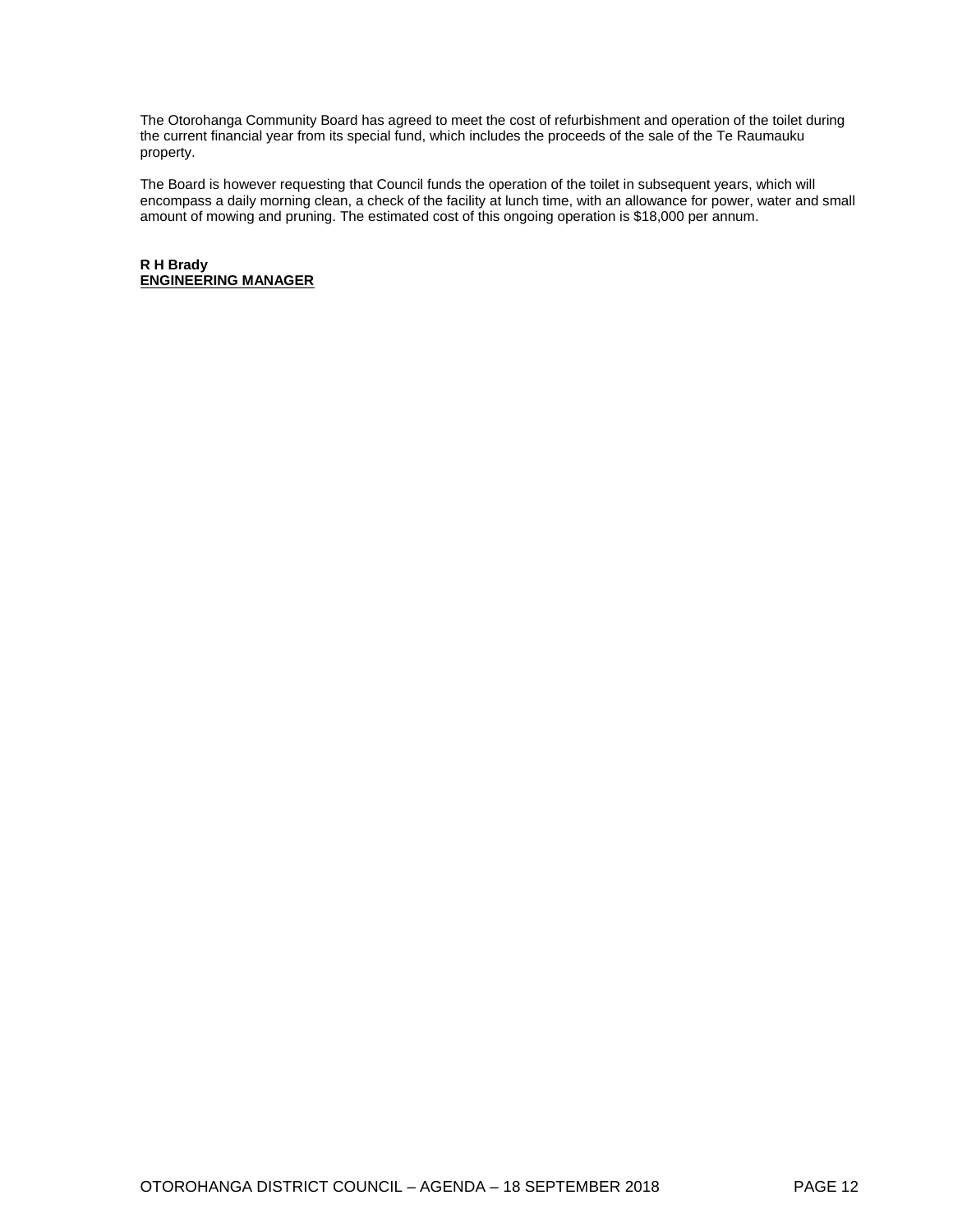The Otorohanga Community Board has agreed to meet the cost of refurbishment and operation of the toilet during the current financial year from its special fund, which includes the proceeds of the sale of the Te Raumauku property.

The Board is however requesting that Council funds the operation of the toilet in subsequent years, which will encompass a daily morning clean, a check of the facility at lunch time, with an allowance for power, water and small amount of mowing and pruning. The estimated cost of this ongoing operation is $18,000 per annum.

**R H Brady**
**ENGINEERING MANAGER**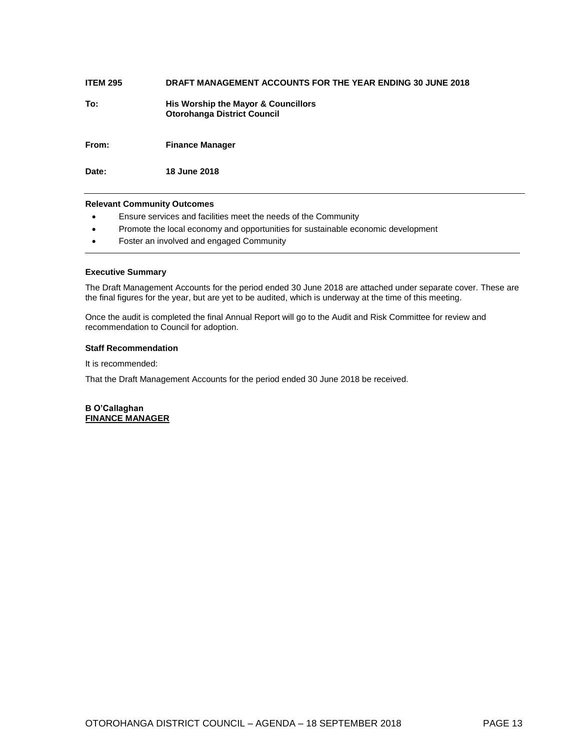**ITEM 295 DRAFT MANAGEMENT ACCOUNTS FOR THE YEAR ENDING 30 JUNE 2018**

**To:** **His Worship the Mayor & Councillors**
**Otorohanga District Council**

**From:** **Finance Manager**

**Date:** **18 June 2018**

---

**Relevant Community Outcomes**

- Ensure services and facilities meet the needs of the Community
- Promote the local economy and opportunities for sustainable economic development
- Foster an involved and engaged Community

---

**Executive Summary**

The Draft Management Accounts for the period ended 30 June 2018 are attached under separate cover. These are the final figures for the year, but are yet to be audited, which is underway at the time of this meeting.

Once the audit is completed the final Annual Report will go to the Audit and Risk Committee for review and recommendation to Council for adoption.

**Staff Recommendation**

It is recommended:

That the Draft Management Accounts for the period ended 30 June 2018 be received.

**B O'Callaghan**
**FINANCE MANAGER**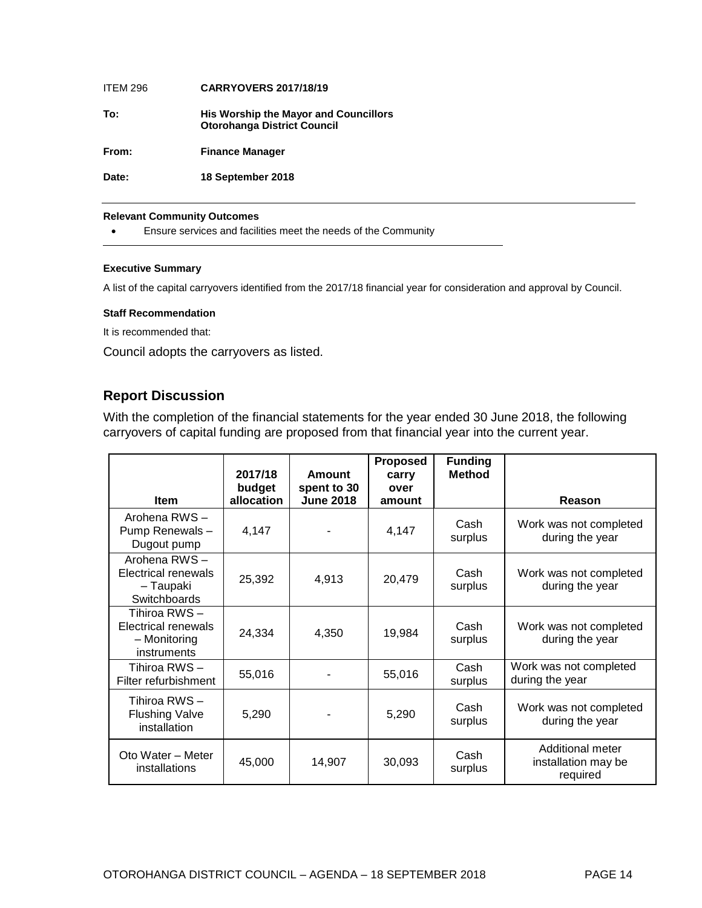ITEM 296 **CARRYOVERS 2017/18/19**

**To:** **His Worship the Mayor and Councillors**
**Otorohanga District Council**

**From:** **Finance Manager**

**Date:** **18 September 2018**

---

**Relevant Community Outcomes**

- Ensure services and facilities meet the needs of the Community

---

**Executive Summary**

A list of the capital carryovers identified from the 2017/18 financial year for consideration and approval by Council.

**Staff Recommendation**

It is recommended that:

Council adopts the carryovers as listed.

## Report Discussion

With the completion of the financial statements for the year ended 30 June 2018, the following carryovers of capital funding are proposed from that financial year into the current year.

| Item | 2017/18 budget allocation | Amount spent to 30 June 2018 | Proposed carry over amount | Funding Method | Reason |
|---|---|---|---|---|---|
| Arohena RWS – Pump Renewals – Dugout pump | 4,147 | - | 4,147 | Cash surplus | Work was not completed during the year |
| Arohena RWS – Electrical renewals – Taupaki Switchboards | 25,392 | 4,913 | 20,479 | Cash surplus | Work was not completed during the year |
| Tihiroa RWS – Electrical renewals – Monitoring instruments | 24,334 | 4,350 | 19,984 | Cash surplus | Work was not completed during the year |
| Tihiroa RWS – Filter refurbishment | 55,016 | - | 55,016 | Cash surplus | Work was not completed during the year |
| Tihiroa RWS – Flushing Valve installation | 5,290 | - | 5,290 | Cash surplus | Work was not completed during the year |
| Oto Water – Meter installations | 45,000 | 14,907 | 30,093 | Cash surplus | Additional meter installation may be required |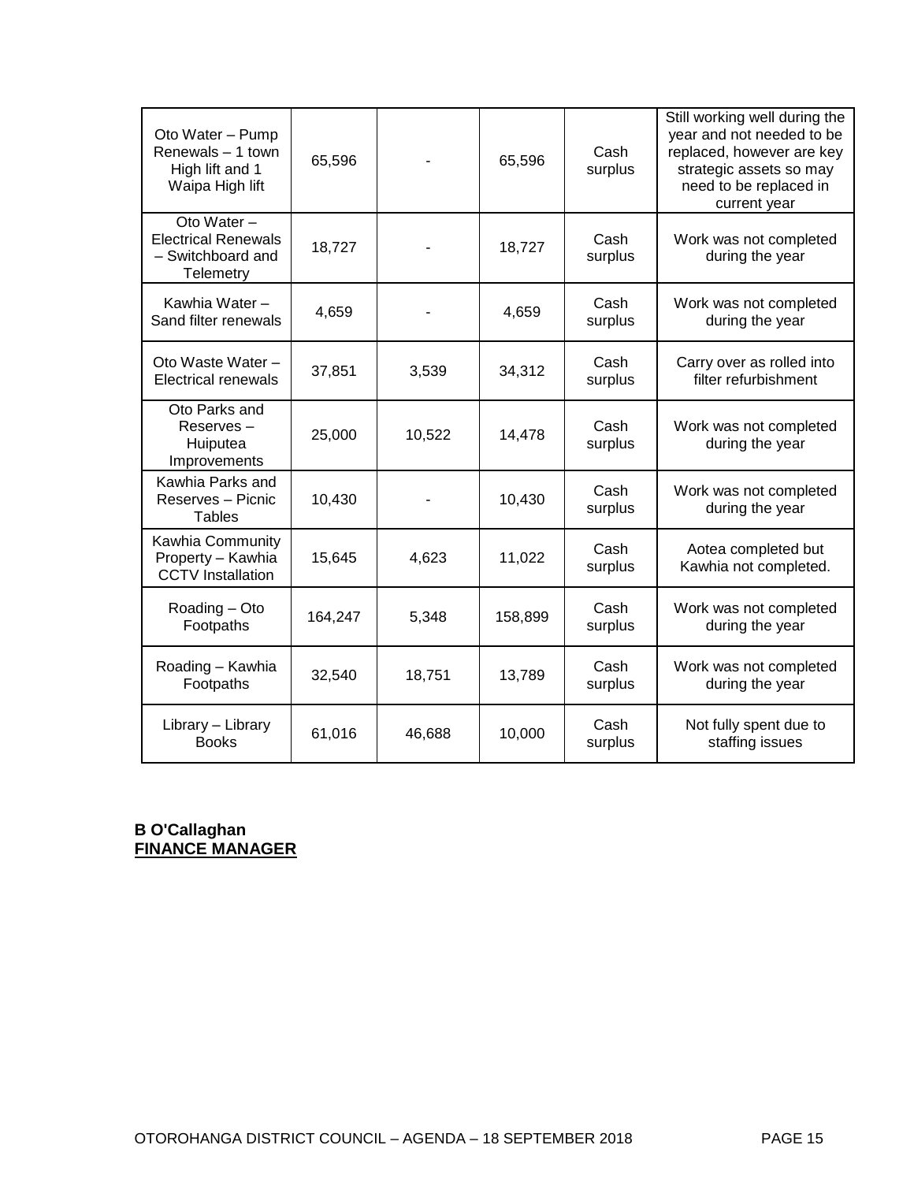| | | | | | |
|---|---|---|---|---|---|
| Oto Water – Pump Renewals – 1 town High lift and 1 Waipa High lift | 65,596 | - | 65,596 | Cash surplus | Still working well during the year and not needed to be replaced, however are key strategic assets so may need to be replaced in current year |
| Oto Water – Electrical Renewals – Switchboard and Telemetry | 18,727 | - | 18,727 | Cash surplus | Work was not completed during the year |
| Kawhia Water – Sand filter renewals | 4,659 | - | 4,659 | Cash surplus | Work was not completed during the year |
| Oto Waste Water – Electrical renewals | 37,851 | 3,539 | 34,312 | Cash surplus | Carry over as rolled into filter refurbishment |
| Oto Parks and Reserves – Huiputea Improvements | 25,000 | 10,522 | 14,478 | Cash surplus | Work was not completed during the year |
| Kawhia Parks and Reserves – Picnic Tables | 10,430 | - | 10,430 | Cash surplus | Work was not completed during the year |
| Kawhia Community Property – Kawhia CCTV Installation | 15,645 | 4,623 | 11,022 | Cash surplus | Aotea completed but Kawhia not completed. |
| Roading – Oto Footpaths | 164,247 | 5,348 | 158,899 | Cash surplus | Work was not completed during the year |
| Roading – Kawhia Footpaths | 32,540 | 18,751 | 13,789 | Cash surplus | Work was not completed during the year |
| Library – Library Books | 61,016 | 46,688 | 10,000 | Cash surplus | Not fully spent due to staffing issues |

**B O'Callaghan**
**FINANCE MANAGER**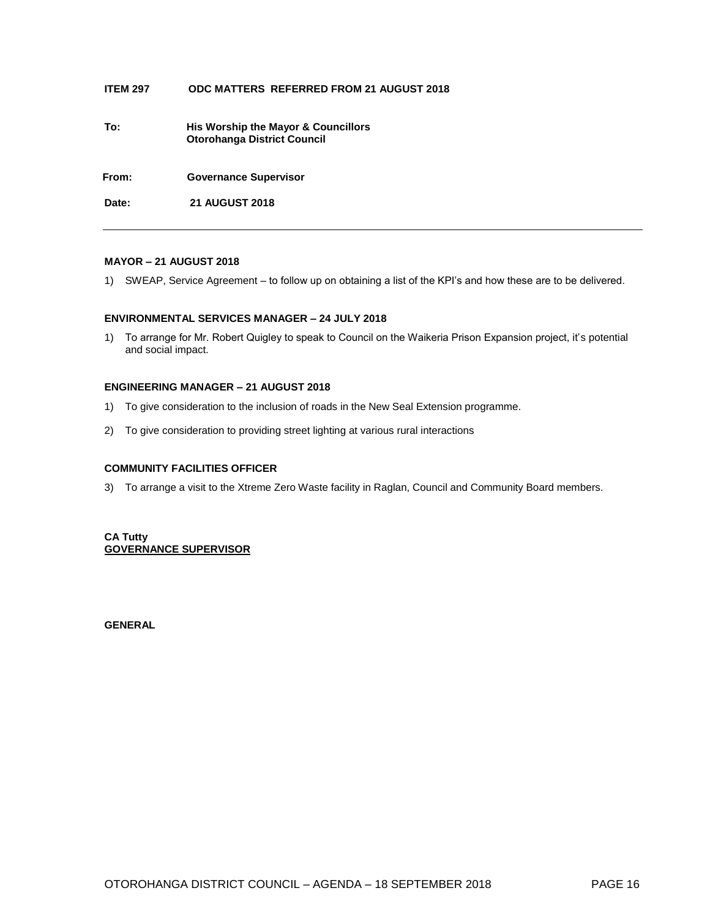**ITEM 297 ODC MATTERS REFERRED FROM 21 AUGUST 2018**

**To:** **His Worship the Mayor & Councillors**
**Otorohanga District Council**

**From:** **Governance Supervisor**

**Date:** **21 AUGUST 2018**

---

**MAYOR – 21 AUGUST 2018**

1) SWEAP, Service Agreement – to follow up on obtaining a list of the KPI's and how these are to be delivered.

**ENVIRONMENTAL SERVICES MANAGER – 24 JULY 2018**

1) To arrange for Mr. Robert Quigley to speak to Council on the Waikeria Prison Expansion project, it's potential and social impact.

**ENGINEERING MANAGER – 21 AUGUST 2018**

1) To give consideration to the inclusion of roads in the New Seal Extension programme.

2) To give consideration to providing street lighting at various rural interactions

**COMMUNITY FACILITIES OFFICER**

3) To arrange a visit to the Xtreme Zero Waste facility in Raglan, Council and Community Board members.

**CA Tutty**
**GOVERNANCE SUPERVISOR**

**GENERAL**